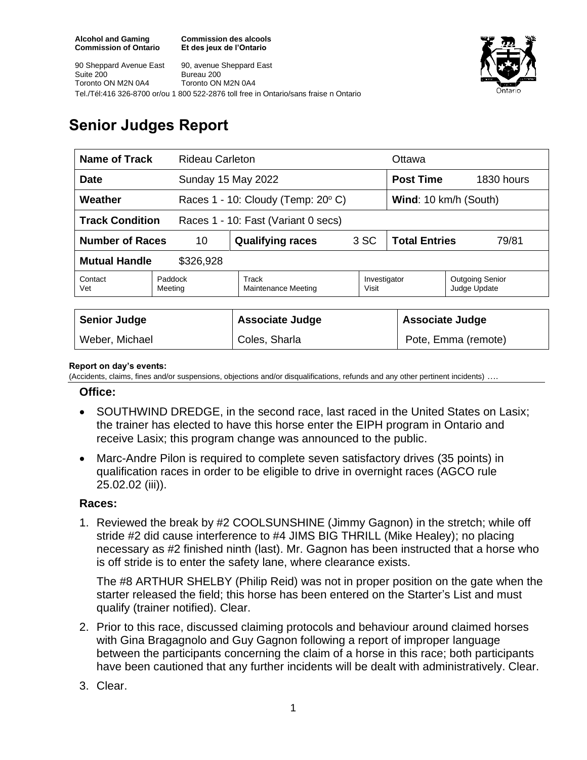**Alcohol and Gaming Commission of Ontario**
**Commission des alcools Et des jeux de l'Ontario**

90 Sheppard Avenue East
Suite 200
Toronto ON M2N 0A4

90, avenue Sheppard East
Bureau 200
Toronto ON M2N 0A4

Tel./Tél:416 326-8700 or/ou 1 800 522-2876 toll free in Ontario/sans fraise n Ontario

# Senior Judges Report

| **Name of Track** | Rideau Carleton | | | Ottawa | |
|---|---|---|---|---|---|
| **Date** | Sunday 15 May 2022 | | | **Post Time** | 1830 hours |
| **Weather** | Races 1 - 10: Cloudy (Temp: 20° C) | | | **Wind**: 10 km/h (South) | |
| **Track Condition** | Races 1 - 10: Fast (Variant 0 secs) | | | | |
| **Number of Races** | 10 | **Qualifying races** | 3 SC | **Total Entries** | 79/81 |
| **Mutual Handle** | $326,928 | | | | |
| Contact Vet | Paddock Meeting | Track Maintenance Meeting | | Investigator Visit | Outgoing Senior Judge Update |

| **Senior Judge** | **Associate Judge** | **Associate Judge** |
|---|---|---|
| Weber, Michael | Coles, Sharla | Pote, Emma (remote) |

**Report on day's events:**
(Accidents, claims, fines and/or suspensions, objections and/or disqualifications, refunds and any other pertinent incidents) ….

### Office:

- SOUTHWIND DREDGE, in the second race, last raced in the United States on Lasix; the trainer has elected to have this horse enter the EIPH program in Ontario and receive Lasix; this program change was announced to the public.
- Marc-Andre Pilon is required to complete seven satisfactory drives (35 points) in qualification races in order to be eligible to drive in overnight races (AGCO rule 25.02.02 (iii)).

### Races:

1. Reviewed the break by #2 COOLSUNSHINE (Jimmy Gagnon) in the stretch; while off stride #2 did cause interference to #4 JIMS BIG THRILL (Mike Healey); no placing necessary as #2 finished ninth (last). Mr. Gagnon has been instructed that a horse who is off stride is to enter the safety lane, where clearance exists.

   The #8 ARTHUR SHELBY (Philip Reid) was not in proper position on the gate when the starter released the field; this horse has been entered on the Starter's List and must qualify (trainer notified). Clear.

2. Prior to this race, discussed claiming protocols and behaviour around claimed horses with Gina Bragagnolo and Guy Gagnon following a report of improper language between the participants concerning the claim of a horse in this race; both participants have been cautioned that any further incidents will be dealt with administratively. Clear.

3. Clear.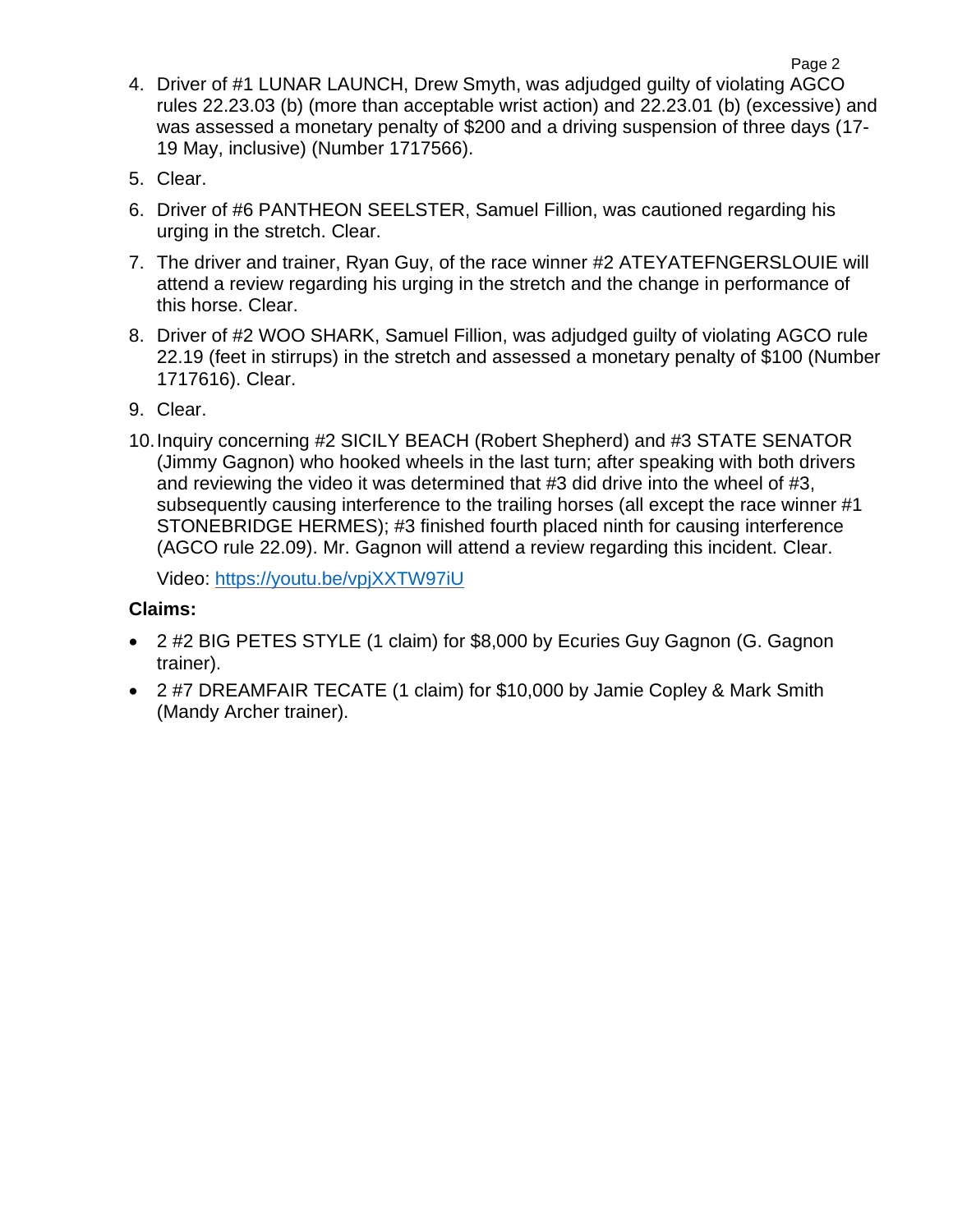4. Driver of #1 LUNAR LAUNCH, Drew Smyth, was adjudged guilty of violating AGCO rules 22.23.03 (b) (more than acceptable wrist action) and 22.23.01 (b) (excessive) and was assessed a monetary penalty of $200 and a driving suspension of three days (17-19 May, inclusive) (Number 1717566).
5. Clear.
6. Driver of #6 PANTHEON SEELSTER, Samuel Fillion, was cautioned regarding his urging in the stretch. Clear.
7. The driver and trainer, Ryan Guy, of the race winner #2 ATEYATEFNGERSLOUIE will attend a review regarding his urging in the stretch and the change in performance of this horse. Clear.
8. Driver of #2 WOO SHARK, Samuel Fillion, was adjudged guilty of violating AGCO rule 22.19 (feet in stirrups) in the stretch and assessed a monetary penalty of $100 (Number 1717616). Clear.
9. Clear.
10. Inquiry concerning #2 SICILY BEACH (Robert Shepherd) and #3 STATE SENATOR (Jimmy Gagnon) who hooked wheels in the last turn; after speaking with both drivers and reviewing the video it was determined that #3 did drive into the wheel of #3, subsequently causing interference to the trailing horses (all except the race winner #1 STONEBRIDGE HERMES); #3 finished fourth placed ninth for causing interference (AGCO rule 22.09). Mr. Gagnon will attend a review regarding this incident. Clear.

    Video: https://youtu.be/vpjXXTW97iU

**Claims:**

- 2 #2 BIG PETES STYLE (1 claim) for $8,000 by Ecuries Guy Gagnon (G. Gagnon trainer).
- 2 #7 DREAMFAIR TECATE (1 claim) for $10,000 by Jamie Copley & Mark Smith (Mandy Archer trainer).